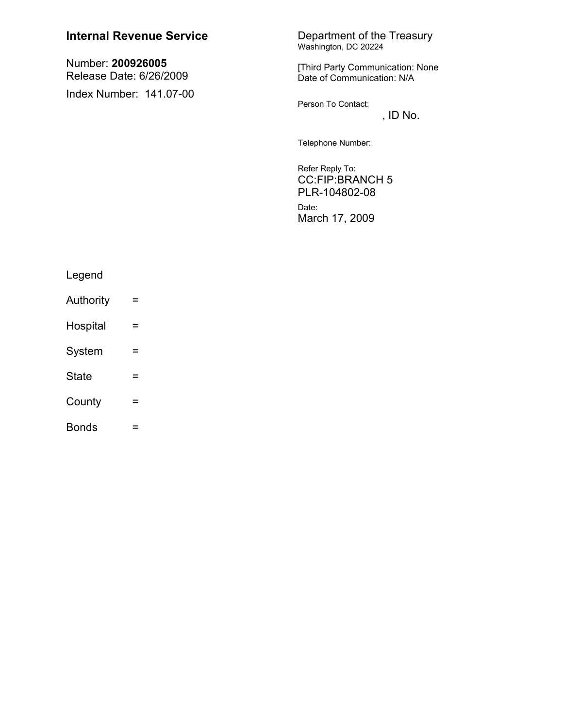**Internal Revenue Service**

Number: **200926005**
Release Date: 6/26/2009

Index Number: 141.07-00

Department of the Treasury
Washington, DC 20224

[Third Party Communication: None
Date of Communication: N/A

Person To Contact:
, ID No.

Telephone Number:

Refer Reply To:
CC:FIP:BRANCH 5
PLR-104802-08

Date:
March 17, 2009

Legend

Authority =

Hospital =

System =

State =

County =

Bonds =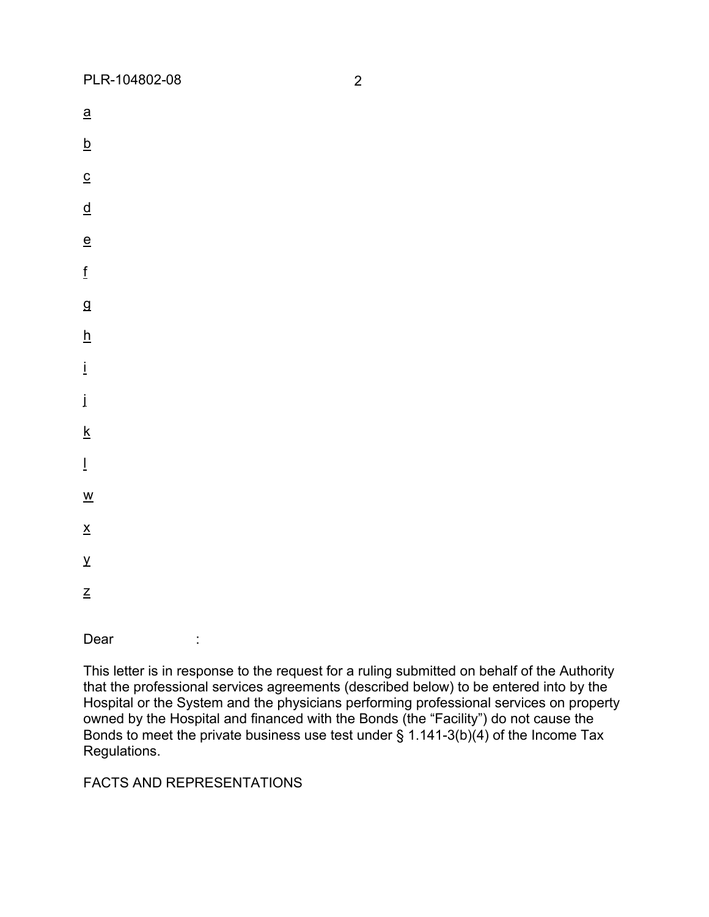a

b

c

d

e

f

g

h

i

j

k

l

w

x

y

z

Dear :

This letter is in response to the request for a ruling submitted on behalf of the Authority that the professional services agreements (described below) to be entered into by the Hospital or the System and the physicians performing professional services on property owned by the Hospital and financed with the Bonds (the "Facility") do not cause the Bonds to meet the private business use test under § 1.141-3(b)(4) of the Income Tax Regulations.

FACTS AND REPRESENTATIONS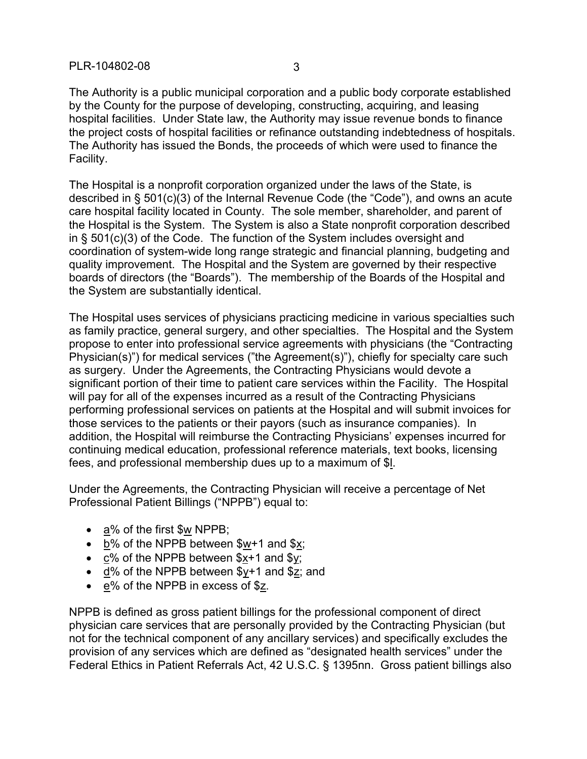The Authority is a public municipal corporation and a public body corporate established by the County for the purpose of developing, constructing, acquiring, and leasing hospital facilities. Under State law, the Authority may issue revenue bonds to finance the project costs of hospital facilities or refinance outstanding indebtedness of hospitals. The Authority has issued the Bonds, the proceeds of which were used to finance the Facility.

The Hospital is a nonprofit corporation organized under the laws of the State, is described in § 501(c)(3) of the Internal Revenue Code (the "Code"), and owns an acute care hospital facility located in County. The sole member, shareholder, and parent of the Hospital is the System. The System is also a State nonprofit corporation described in § 501(c)(3) of the Code. The function of the System includes oversight and coordination of system-wide long range strategic and financial planning, budgeting and quality improvement. The Hospital and the System are governed by their respective boards of directors (the "Boards"). The membership of the Boards of the Hospital and the System are substantially identical.

The Hospital uses services of physicians practicing medicine in various specialties such as family practice, general surgery, and other specialties. The Hospital and the System propose to enter into professional service agreements with physicians (the "Contracting Physician(s)") for medical services ("the Agreement(s)"), chiefly for specialty care such as surgery. Under the Agreements, the Contracting Physicians would devote a significant portion of their time to patient care services within the Facility. The Hospital will pay for all of the expenses incurred as a result of the Contracting Physicians performing professional services on patients at the Hospital and will submit invoices for those services to the patients or their payors (such as insurance companies). In addition, the Hospital will reimburse the Contracting Physicians' expenses incurred for continuing medical education, professional reference materials, text books, licensing fees, and professional membership dues up to a maximum of $l.

Under the Agreements, the Contracting Physician will receive a percentage of Net Professional Patient Billings ("NPPB") equal to:

- a% of the first $w NPPB;
- b% of the NPPB between $w+1 and $x;
- c% of the NPPB between $x+1 and $y;
- d% of the NPPB between $y+1 and $z; and
- e% of the NPPB in excess of $z.

NPPB is defined as gross patient billings for the professional component of direct physician care services that are personally provided by the Contracting Physician (but not for the technical component of any ancillary services) and specifically excludes the provision of any services which are defined as "designated health services" under the Federal Ethics in Patient Referrals Act, 42 U.S.C. § 1395nn. Gross patient billings also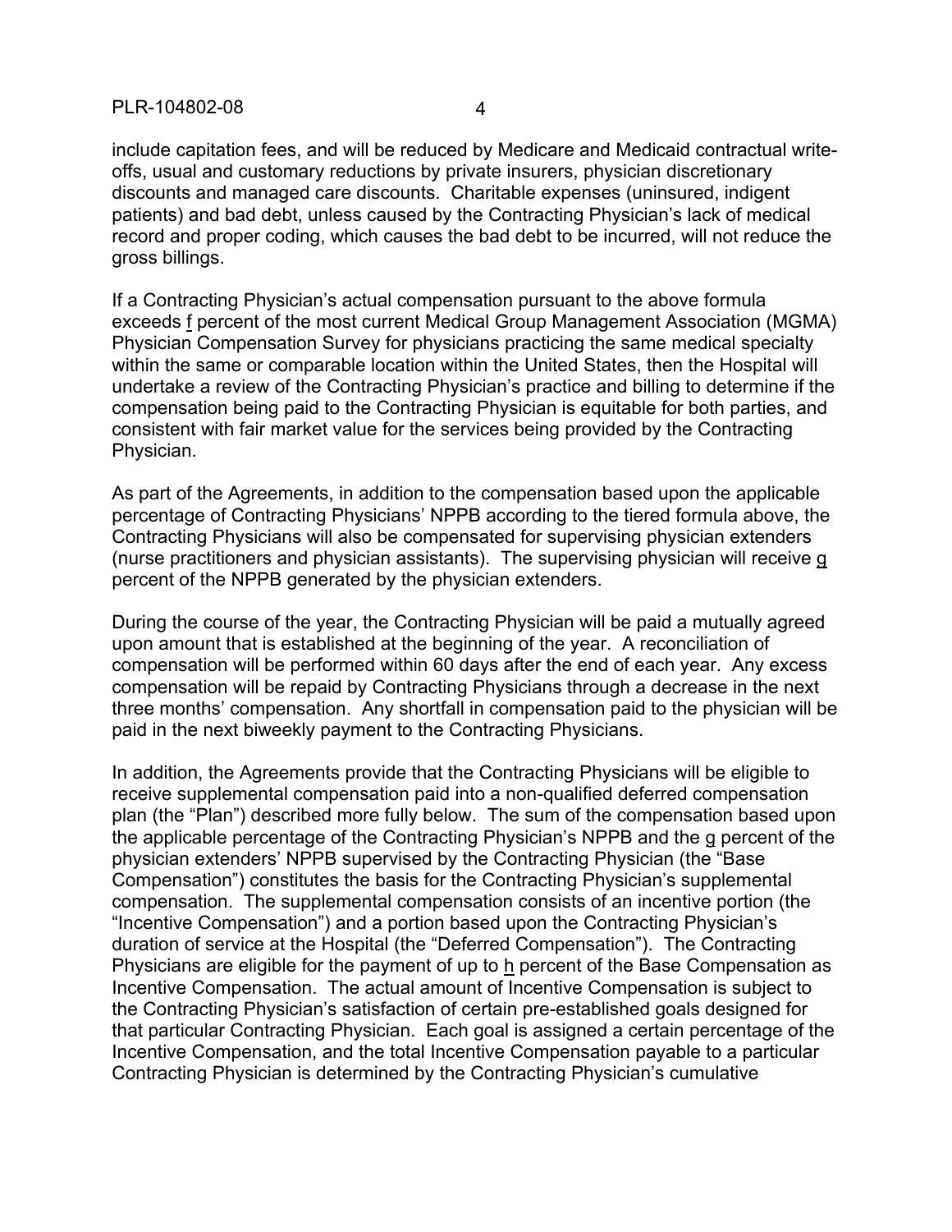include capitation fees, and will be reduced by Medicare and Medicaid contractual write-offs, usual and customary reductions by private insurers, physician discretionary discounts and managed care discounts. Charitable expenses (uninsured, indigent patients) and bad debt, unless caused by the Contracting Physician's lack of medical record and proper coding, which causes the bad debt to be incurred, will not reduce the gross billings.

If a Contracting Physician's actual compensation pursuant to the above formula exceeds f percent of the most current Medical Group Management Association (MGMA) Physician Compensation Survey for physicians practicing the same medical specialty within the same or comparable location within the United States, then the Hospital will undertake a review of the Contracting Physician's practice and billing to determine if the compensation being paid to the Contracting Physician is equitable for both parties, and consistent with fair market value for the services being provided by the Contracting Physician.

As part of the Agreements, in addition to the compensation based upon the applicable percentage of Contracting Physicians' NPPB according to the tiered formula above, the Contracting Physicians will also be compensated for supervising physician extenders (nurse practitioners and physician assistants). The supervising physician will receive g percent of the NPPB generated by the physician extenders.

During the course of the year, the Contracting Physician will be paid a mutually agreed upon amount that is established at the beginning of the year. A reconciliation of compensation will be performed within 60 days after the end of each year. Any excess compensation will be repaid by Contracting Physicians through a decrease in the next three months' compensation. Any shortfall in compensation paid to the physician will be paid in the next biweekly payment to the Contracting Physicians.

In addition, the Agreements provide that the Contracting Physicians will be eligible to receive supplemental compensation paid into a non-qualified deferred compensation plan (the "Plan") described more fully below. The sum of the compensation based upon the applicable percentage of the Contracting Physician's NPPB and the g percent of the physician extenders' NPPB supervised by the Contracting Physician (the "Base Compensation") constitutes the basis for the Contracting Physician's supplemental compensation. The supplemental compensation consists of an incentive portion (the "Incentive Compensation") and a portion based upon the Contracting Physician's duration of service at the Hospital (the "Deferred Compensation"). The Contracting Physicians are eligible for the payment of up to h percent of the Base Compensation as Incentive Compensation. The actual amount of Incentive Compensation is subject to the Contracting Physician's satisfaction of certain pre-established goals designed for that particular Contracting Physician. Each goal is assigned a certain percentage of the Incentive Compensation, and the total Incentive Compensation payable to a particular Contracting Physician is determined by the Contracting Physician's cumulative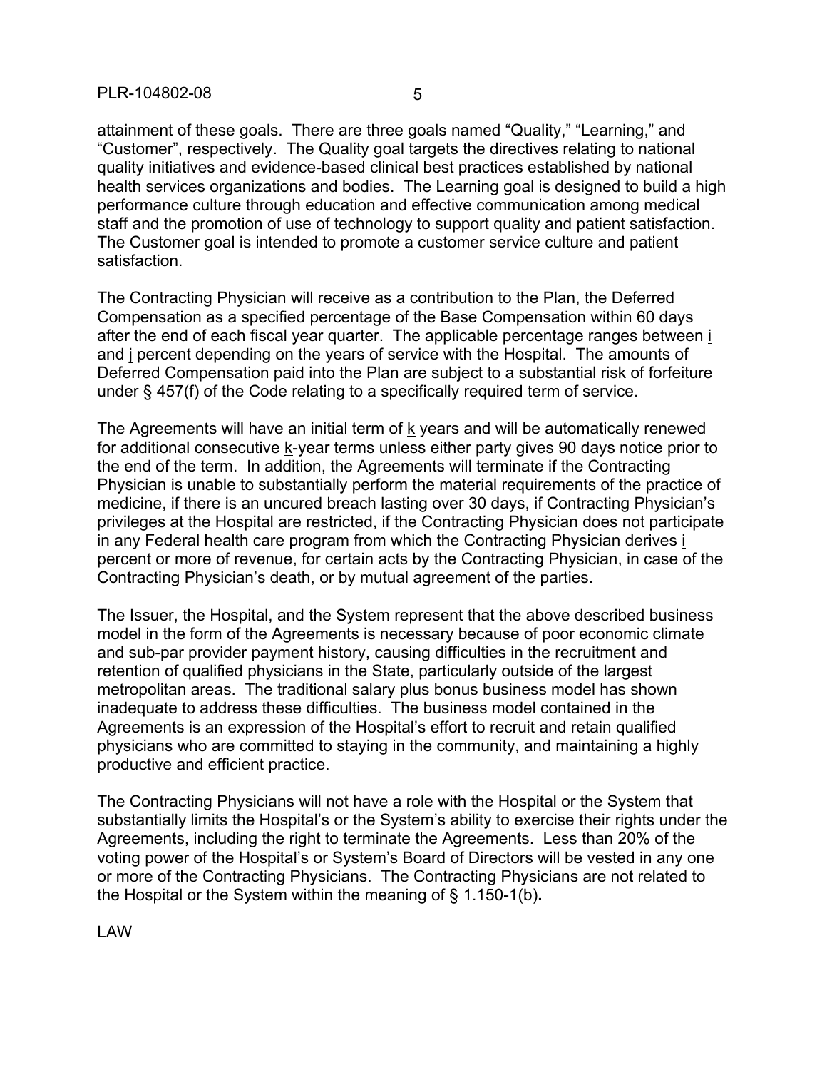attainment of these goals. There are three goals named "Quality," "Learning," and "Customer", respectively. The Quality goal targets the directives relating to national quality initiatives and evidence-based clinical best practices established by national health services organizations and bodies. The Learning goal is designed to build a high performance culture through education and effective communication among medical staff and the promotion of use of technology to support quality and patient satisfaction. The Customer goal is intended to promote a customer service culture and patient satisfaction.

The Contracting Physician will receive as a contribution to the Plan, the Deferred Compensation as a specified percentage of the Base Compensation within 60 days after the end of each fiscal year quarter. The applicable percentage ranges between i and j percent depending on the years of service with the Hospital. The amounts of Deferred Compensation paid into the Plan are subject to a substantial risk of forfeiture under § 457(f) of the Code relating to a specifically required term of service.

The Agreements will have an initial term of k years and will be automatically renewed for additional consecutive k-year terms unless either party gives 90 days notice prior to the end of the term. In addition, the Agreements will terminate if the Contracting Physician is unable to substantially perform the material requirements of the practice of medicine, if there is an uncured breach lasting over 30 days, if Contracting Physician's privileges at the Hospital are restricted, if the Contracting Physician does not participate in any Federal health care program from which the Contracting Physician derives i percent or more of revenue, for certain acts by the Contracting Physician, in case of the Contracting Physician's death, or by mutual agreement of the parties.

The Issuer, the Hospital, and the System represent that the above described business model in the form of the Agreements is necessary because of poor economic climate and sub-par provider payment history, causing difficulties in the recruitment and retention of qualified physicians in the State, particularly outside of the largest metropolitan areas. The traditional salary plus bonus business model has shown inadequate to address these difficulties. The business model contained in the Agreements is an expression of the Hospital's effort to recruit and retain qualified physicians who are committed to staying in the community, and maintaining a highly productive and efficient practice.

The Contracting Physicians will not have a role with the Hospital or the System that substantially limits the Hospital's or the System's ability to exercise their rights under the Agreements, including the right to terminate the Agreements. Less than 20% of the voting power of the Hospital's or System's Board of Directors will be vested in any one or more of the Contracting Physicians. The Contracting Physicians are not related to the Hospital or the System within the meaning of § 1.150-1(b).

LAW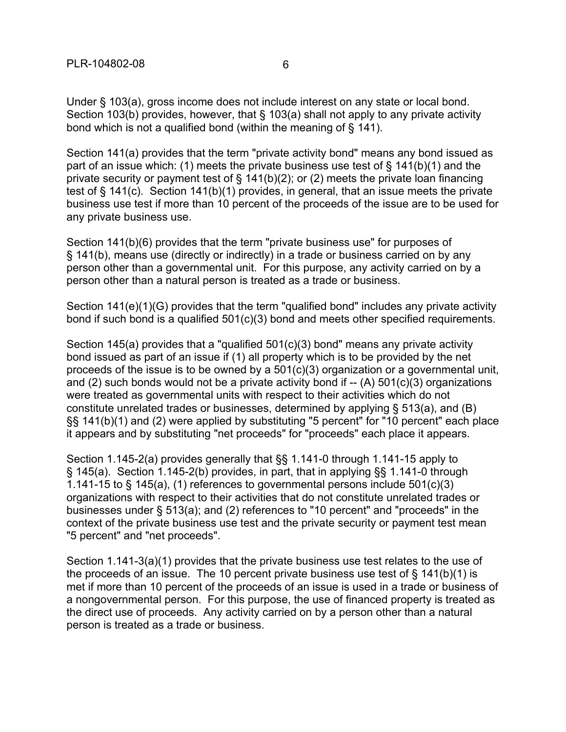Under § 103(a), gross income does not include interest on any state or local bond. Section 103(b) provides, however, that § 103(a) shall not apply to any private activity bond which is not a qualified bond (within the meaning of § 141).

Section 141(a) provides that the term "private activity bond" means any bond issued as part of an issue which: (1) meets the private business use test of § 141(b)(1) and the private security or payment test of § 141(b)(2); or (2) meets the private loan financing test of § 141(c). Section 141(b)(1) provides, in general, that an issue meets the private business use test if more than 10 percent of the proceeds of the issue are to be used for any private business use.

Section 141(b)(6) provides that the term "private business use" for purposes of § 141(b), means use (directly or indirectly) in a trade or business carried on by any person other than a governmental unit. For this purpose, any activity carried on by a person other than a natural person is treated as a trade or business.

Section 141(e)(1)(G) provides that the term "qualified bond" includes any private activity bond if such bond is a qualified 501(c)(3) bond and meets other specified requirements.

Section 145(a) provides that a "qualified 501(c)(3) bond" means any private activity bond issued as part of an issue if (1) all property which is to be provided by the net proceeds of the issue is to be owned by a 501(c)(3) organization or a governmental unit, and (2) such bonds would not be a private activity bond if -- (A) 501(c)(3) organizations were treated as governmental units with respect to their activities which do not constitute unrelated trades or businesses, determined by applying § 513(a), and (B) §§ 141(b)(1) and (2) were applied by substituting "5 percent" for "10 percent" each place it appears and by substituting "net proceeds" for "proceeds" each place it appears.

Section 1.145-2(a) provides generally that §§ 1.141-0 through 1.141-15 apply to § 145(a). Section 1.145-2(b) provides, in part, that in applying §§ 1.141-0 through 1.141-15 to § 145(a), (1) references to governmental persons include 501(c)(3) organizations with respect to their activities that do not constitute unrelated trades or businesses under § 513(a); and (2) references to "10 percent" and "proceeds" in the context of the private business use test and the private security or payment test mean "5 percent" and "net proceeds".

Section 1.141-3(a)(1) provides that the private business use test relates to the use of the proceeds of an issue. The 10 percent private business use test of § 141(b)(1) is met if more than 10 percent of the proceeds of an issue is used in a trade or business of a nongovernmental person. For this purpose, the use of financed property is treated as the direct use of proceeds. Any activity carried on by a person other than a natural person is treated as a trade or business.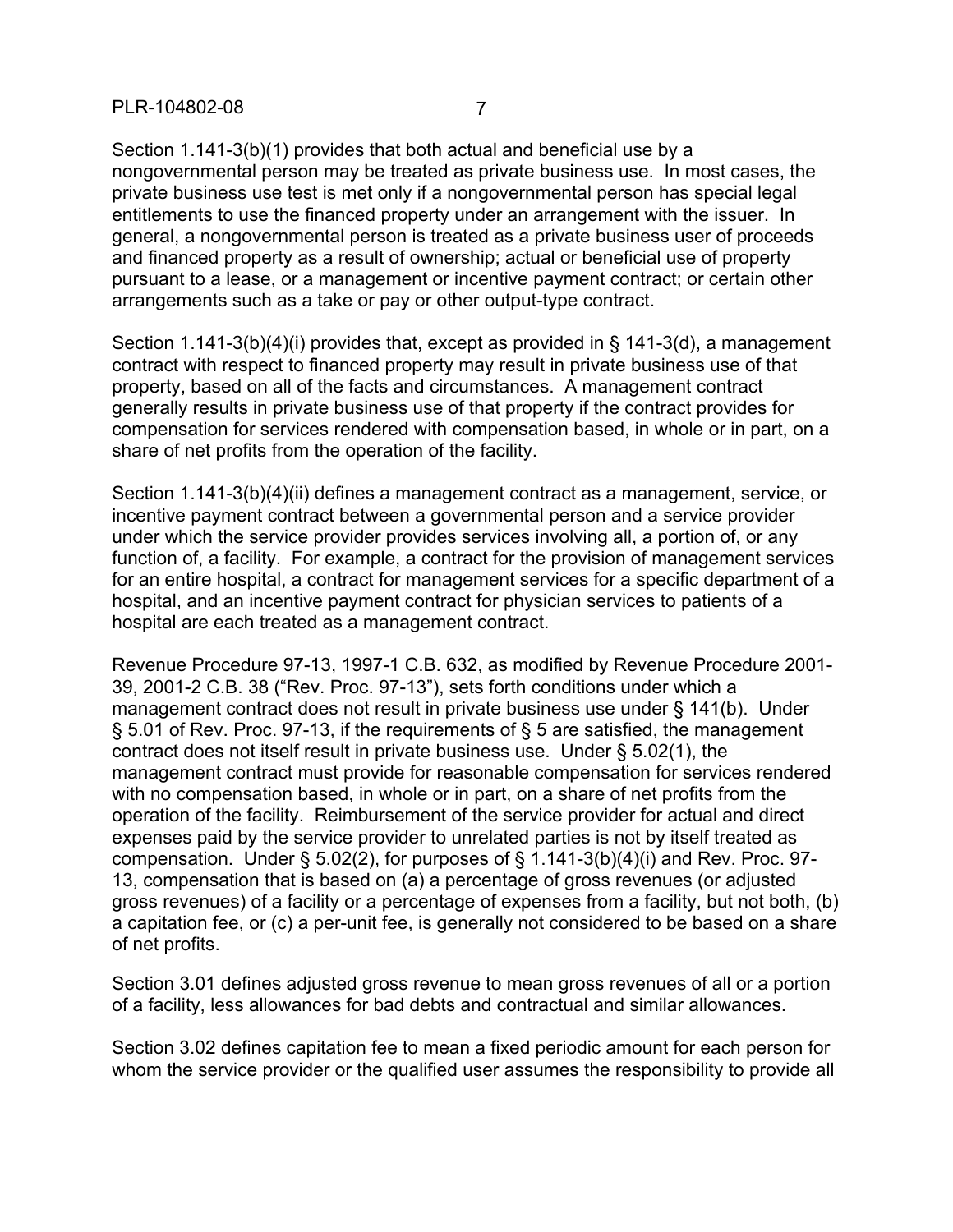Section 1.141-3(b)(1) provides that both actual and beneficial use by a nongovernmental person may be treated as private business use. In most cases, the private business use test is met only if a nongovernmental person has special legal entitlements to use the financed property under an arrangement with the issuer. In general, a nongovernmental person is treated as a private business user of proceeds and financed property as a result of ownership; actual or beneficial use of property pursuant to a lease, or a management or incentive payment contract; or certain other arrangements such as a take or pay or other output-type contract.

Section 1.141-3(b)(4)(i) provides that, except as provided in § 141-3(d), a management contract with respect to financed property may result in private business use of that property, based on all of the facts and circumstances. A management contract generally results in private business use of that property if the contract provides for compensation for services rendered with compensation based, in whole or in part, on a share of net profits from the operation of the facility.

Section 1.141-3(b)(4)(ii) defines a management contract as a management, service, or incentive payment contract between a governmental person and a service provider under which the service provider provides services involving all, a portion of, or any function of, a facility. For example, a contract for the provision of management services for an entire hospital, a contract for management services for a specific department of a hospital, and an incentive payment contract for physician services to patients of a hospital are each treated as a management contract.

Revenue Procedure 97-13, 1997-1 C.B. 632, as modified by Revenue Procedure 2001-39, 2001-2 C.B. 38 ("Rev. Proc. 97-13"), sets forth conditions under which a management contract does not result in private business use under § 141(b). Under § 5.01 of Rev. Proc. 97-13, if the requirements of § 5 are satisfied, the management contract does not itself result in private business use. Under § 5.02(1), the management contract must provide for reasonable compensation for services rendered with no compensation based, in whole or in part, on a share of net profits from the operation of the facility. Reimbursement of the service provider for actual and direct expenses paid by the service provider to unrelated parties is not by itself treated as compensation. Under § 5.02(2), for purposes of § 1.141-3(b)(4)(i) and Rev. Proc. 97-13, compensation that is based on (a) a percentage of gross revenues (or adjusted gross revenues) of a facility or a percentage of expenses from a facility, but not both, (b) a capitation fee, or (c) a per-unit fee, is generally not considered to be based on a share of net profits.

Section 3.01 defines adjusted gross revenue to mean gross revenues of all or a portion of a facility, less allowances for bad debts and contractual and similar allowances.

Section 3.02 defines capitation fee to mean a fixed periodic amount for each person for whom the service provider or the qualified user assumes the responsibility to provide all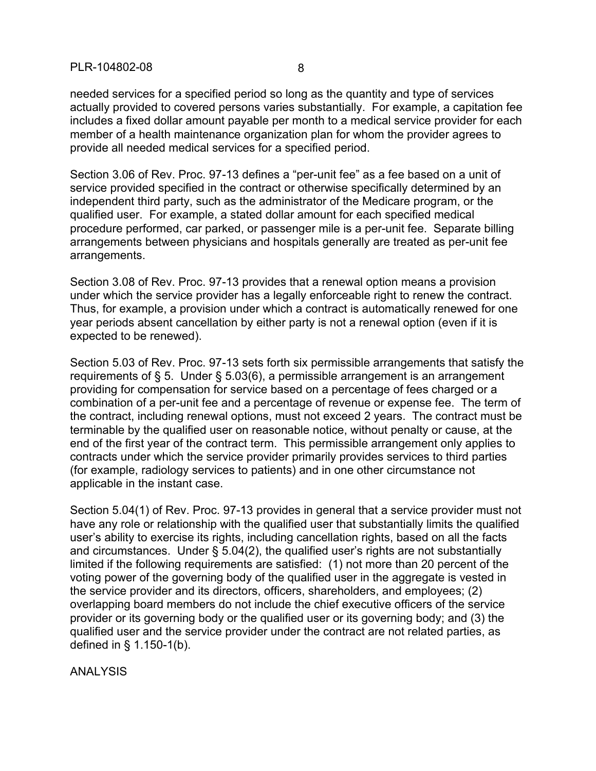needed services for a specified period so long as the quantity and type of services actually provided to covered persons varies substantially. For example, a capitation fee includes a fixed dollar amount payable per month to a medical service provider for each member of a health maintenance organization plan for whom the provider agrees to provide all needed medical services for a specified period.

Section 3.06 of Rev. Proc. 97-13 defines a "per-unit fee" as a fee based on a unit of service provided specified in the contract or otherwise specifically determined by an independent third party, such as the administrator of the Medicare program, or the qualified user. For example, a stated dollar amount for each specified medical procedure performed, car parked, or passenger mile is a per-unit fee. Separate billing arrangements between physicians and hospitals generally are treated as per-unit fee arrangements.

Section 3.08 of Rev. Proc. 97-13 provides that a renewal option means a provision under which the service provider has a legally enforceable right to renew the contract. Thus, for example, a provision under which a contract is automatically renewed for one year periods absent cancellation by either party is not a renewal option (even if it is expected to be renewed).

Section 5.03 of Rev. Proc. 97-13 sets forth six permissible arrangements that satisfy the requirements of § 5. Under § 5.03(6), a permissible arrangement is an arrangement providing for compensation for service based on a percentage of fees charged or a combination of a per-unit fee and a percentage of revenue or expense fee. The term of the contract, including renewal options, must not exceed 2 years. The contract must be terminable by the qualified user on reasonable notice, without penalty or cause, at the end of the first year of the contract term. This permissible arrangement only applies to contracts under which the service provider primarily provides services to third parties (for example, radiology services to patients) and in one other circumstance not applicable in the instant case.

Section 5.04(1) of Rev. Proc. 97-13 provides in general that a service provider must not have any role or relationship with the qualified user that substantially limits the qualified user's ability to exercise its rights, including cancellation rights, based on all the facts and circumstances. Under § 5.04(2), the qualified user's rights are not substantially limited if the following requirements are satisfied: (1) not more than 20 percent of the voting power of the governing body of the qualified user in the aggregate is vested in the service provider and its directors, officers, shareholders, and employees; (2) overlapping board members do not include the chief executive officers of the service provider or its governing body or the qualified user or its governing body; and (3) the qualified user and the service provider under the contract are not related parties, as defined in § 1.150-1(b).

ANALYSIS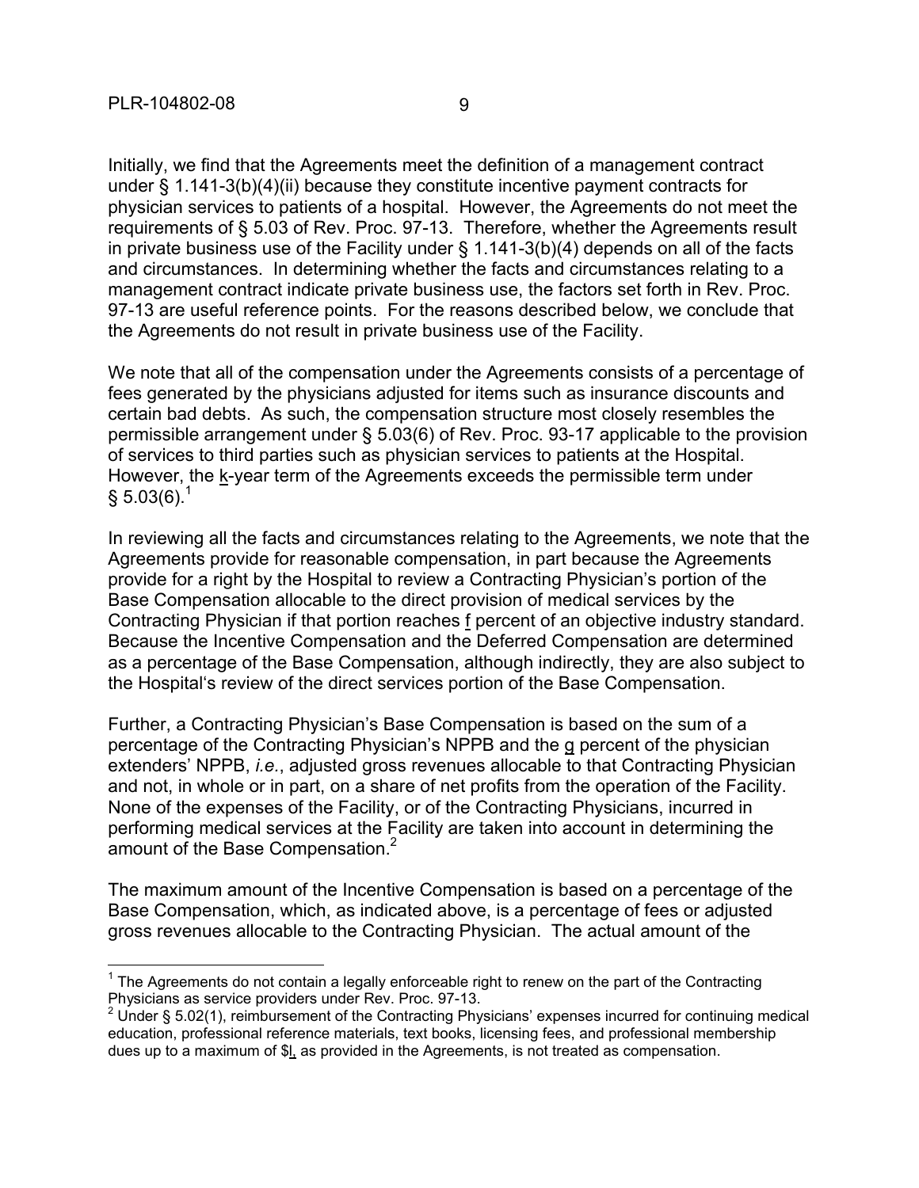Initially, we find that the Agreements meet the definition of a management contract under § 1.141-3(b)(4)(ii) because they constitute incentive payment contracts for physician services to patients of a hospital. However, the Agreements do not meet the requirements of § 5.03 of Rev. Proc. 97-13. Therefore, whether the Agreements result in private business use of the Facility under § 1.141-3(b)(4) depends on all of the facts and circumstances. In determining whether the facts and circumstances relating to a management contract indicate private business use, the factors set forth in Rev. Proc. 97-13 are useful reference points. For the reasons described below, we conclude that the Agreements do not result in private business use of the Facility.

We note that all of the compensation under the Agreements consists of a percentage of fees generated by the physicians adjusted for items such as insurance discounts and certain bad debts. As such, the compensation structure most closely resembles the permissible arrangement under § 5.03(6) of Rev. Proc. 93-17 applicable to the provision of services to third parties such as physician services to patients at the Hospital. However, the k-year term of the Agreements exceeds the permissible term under § 5.03(6).[1]

In reviewing all the facts and circumstances relating to the Agreements, we note that the Agreements provide for reasonable compensation, in part because the Agreements provide for a right by the Hospital to review a Contracting Physician's portion of the Base Compensation allocable to the direct provision of medical services by the Contracting Physician if that portion reaches f percent of an objective industry standard. Because the Incentive Compensation and the Deferred Compensation are determined as a percentage of the Base Compensation, although indirectly, they are also subject to the Hospital's review of the direct services portion of the Base Compensation.

Further, a Contracting Physician's Base Compensation is based on the sum of a percentage of the Contracting Physician's NPPB and the g percent of the physician extenders' NPPB, *i.e.*, adjusted gross revenues allocable to that Contracting Physician and not, in whole or in part, on a share of net profits from the operation of the Facility. None of the expenses of the Facility, or of the Contracting Physicians, incurred in performing medical services at the Facility are taken into account in determining the amount of the Base Compensation.[2]

The maximum amount of the Incentive Compensation is based on a percentage of the Base Compensation, which, as indicated above, is a percentage of fees or adjusted gross revenues allocable to the Contracting Physician. The actual amount of the

---

[1] The Agreements do not contain a legally enforceable right to renew on the part of the Contracting Physicians as service providers under Rev. Proc. 97-13.

[2] Under § 5.02(1), reimbursement of the Contracting Physicians' expenses incurred for continuing medical education, professional reference materials, text books, licensing fees, and professional membership dues up to a maximum of $l, as provided in the Agreements, is not treated as compensation.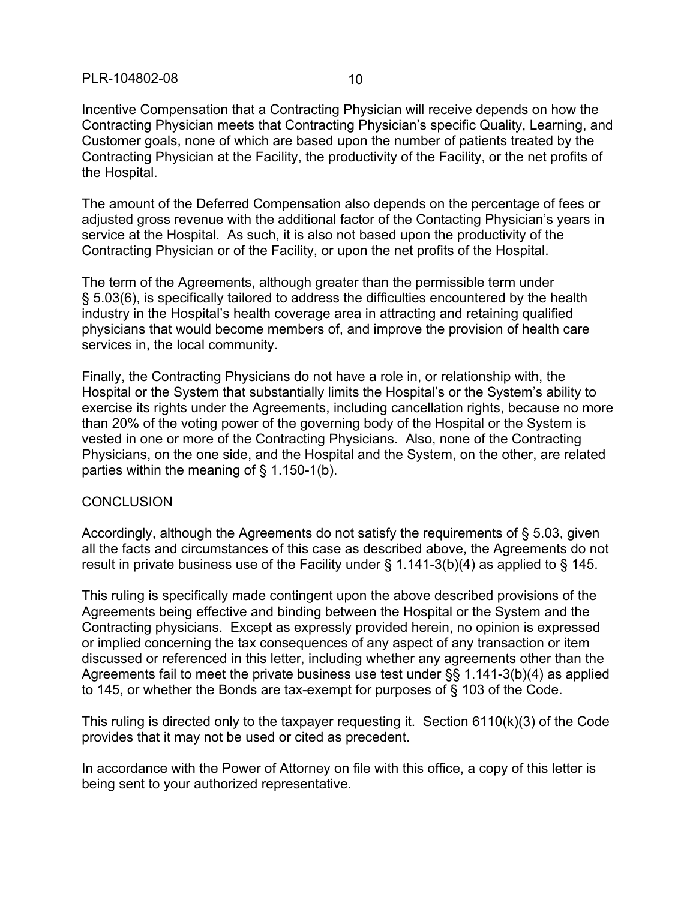Incentive Compensation that a Contracting Physician will receive depends on how the Contracting Physician meets that Contracting Physician's specific Quality, Learning, and Customer goals, none of which are based upon the number of patients treated by the Contracting Physician at the Facility, the productivity of the Facility, or the net profits of the Hospital.

The amount of the Deferred Compensation also depends on the percentage of fees or adjusted gross revenue with the additional factor of the Contacting Physician's years in service at the Hospital. As such, it is also not based upon the productivity of the Contracting Physician or of the Facility, or upon the net profits of the Hospital.

The term of the Agreements, although greater than the permissible term under § 5.03(6), is specifically tailored to address the difficulties encountered by the health industry in the Hospital's health coverage area in attracting and retaining qualified physicians that would become members of, and improve the provision of health care services in, the local community.

Finally, the Contracting Physicians do not have a role in, or relationship with, the Hospital or the System that substantially limits the Hospital's or the System's ability to exercise its rights under the Agreements, including cancellation rights, because no more than 20% of the voting power of the governing body of the Hospital or the System is vested in one or more of the Contracting Physicians. Also, none of the Contracting Physicians, on the one side, and the Hospital and the System, on the other, are related parties within the meaning of § 1.150-1(b).

CONCLUSION

Accordingly, although the Agreements do not satisfy the requirements of § 5.03, given all the facts and circumstances of this case as described above, the Agreements do not result in private business use of the Facility under § 1.141-3(b)(4) as applied to § 145.

This ruling is specifically made contingent upon the above described provisions of the Agreements being effective and binding between the Hospital or the System and the Contracting physicians. Except as expressly provided herein, no opinion is expressed or implied concerning the tax consequences of any aspect of any transaction or item discussed or referenced in this letter, including whether any agreements other than the Agreements fail to meet the private business use test under §§ 1.141-3(b)(4) as applied to 145, or whether the Bonds are tax-exempt for purposes of § 103 of the Code.

This ruling is directed only to the taxpayer requesting it. Section 6110(k)(3) of the Code provides that it may not be used or cited as precedent.

In accordance with the Power of Attorney on file with this office, a copy of this letter is being sent to your authorized representative.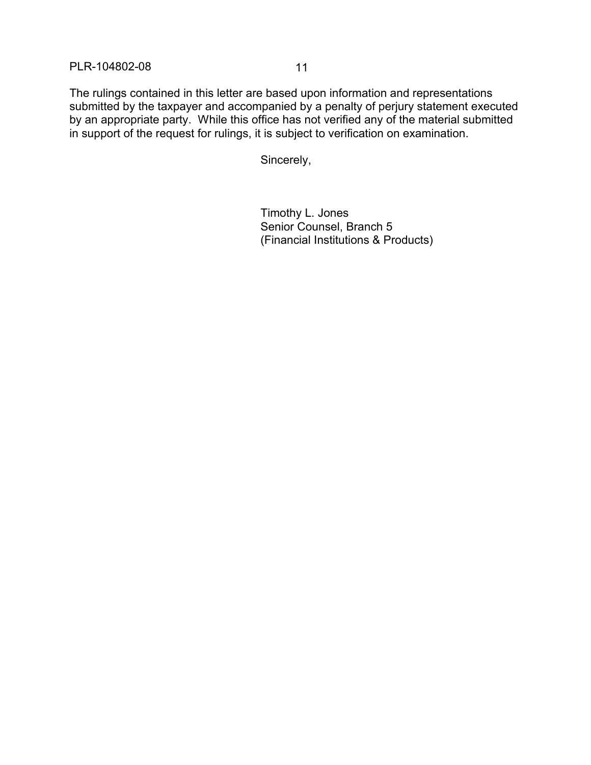The rulings contained in this letter are based upon information and representations submitted by the taxpayer and accompanied by a penalty of perjury statement executed by an appropriate party. While this office has not verified any of the material submitted in support of the request for rulings, it is subject to verification on examination.

Sincerely,

Timothy L. Jones
Senior Counsel, Branch 5
(Financial Institutions & Products)